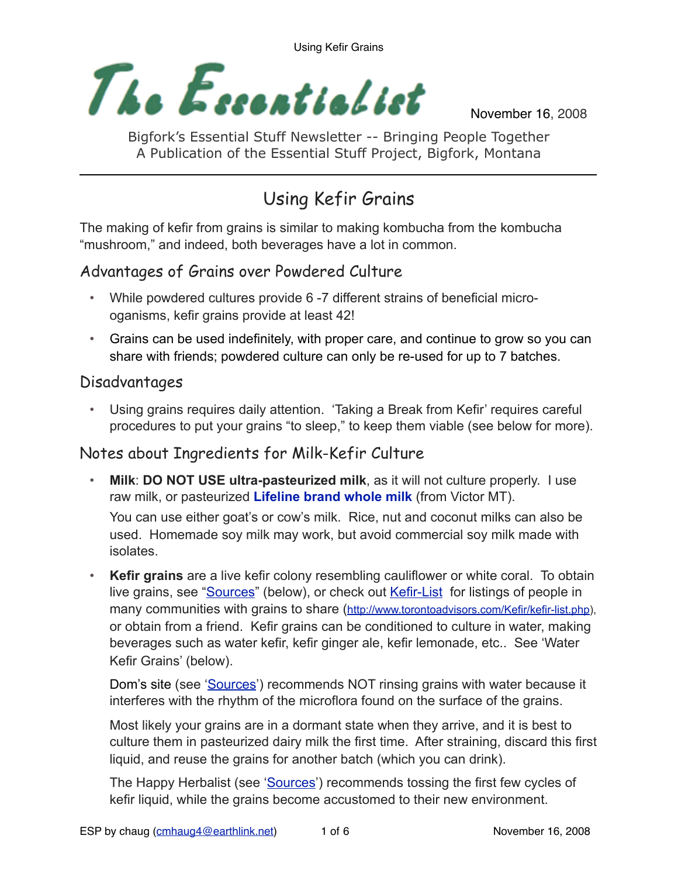# The Essentialist

November 16, 2008

Bigfork's Essential Stuff Newsletter -- Bringing People Together
A Publication of the Essential Stuff Project, Bigfork, Montana

---

## Using Kefir Grains

The making of kefir from grains is similar to making kombucha from the kombucha "mushroom," and indeed, both beverages have a lot in common.

### Advantages of Grains over Powdered Culture

- While powdered cultures provide 6 -7 different strains of beneficial micro-oganisms, kefir grains provide at least 42!
- Grains can be used indefinitely, with proper care, and continue to grow so you can share with friends; powdered culture can only be re-used for up to 7 batches.

### Disadvantages

- Using grains requires daily attention. 'Taking a Break from Kefir' requires careful procedures to put your grains "to sleep," to keep them viable (see below for more).

### Notes about Ingredients for Milk-Kefir Culture

- **Milk**: **DO NOT USE ultra-pasteurized milk**, as it will not culture properly. I use raw milk, or pasteurized **Lifeline brand whole milk** (from Victor MT).

  You can use either goat's or cow's milk. Rice, nut and coconut milks can also be used. Homemade soy milk may work, but avoid commercial soy milk made with isolates.

- **Kefir grains** are a live kefir colony resembling cauliflower or white coral. To obtain live grains, see "Sources" (below), or check out Kefir-List for listings of people in many communities with grains to share (http://www.torontoadvisors.com/Kefir/kefir-list.php), or obtain from a friend. Kefir grains can be conditioned to culture in water, making beverages such as water kefir, kefir ginger ale, kefir lemonade, etc.. See 'Water Kefir Grains' (below).

  Dom's site (see 'Sources') recommends NOT rinsing grains with water because it interferes with the rhythm of the microflora found on the surface of the grains.

  Most likely your grains are in a dormant state when they arrive, and it is best to culture them in pasteurized dairy milk the first time. After straining, discard this first liquid, and reuse the grains for another batch (which you can drink).

  The Happy Herbalist (see 'Sources') recommends tossing the first few cycles of kefir liquid, while the grains become accustomed to their new environment.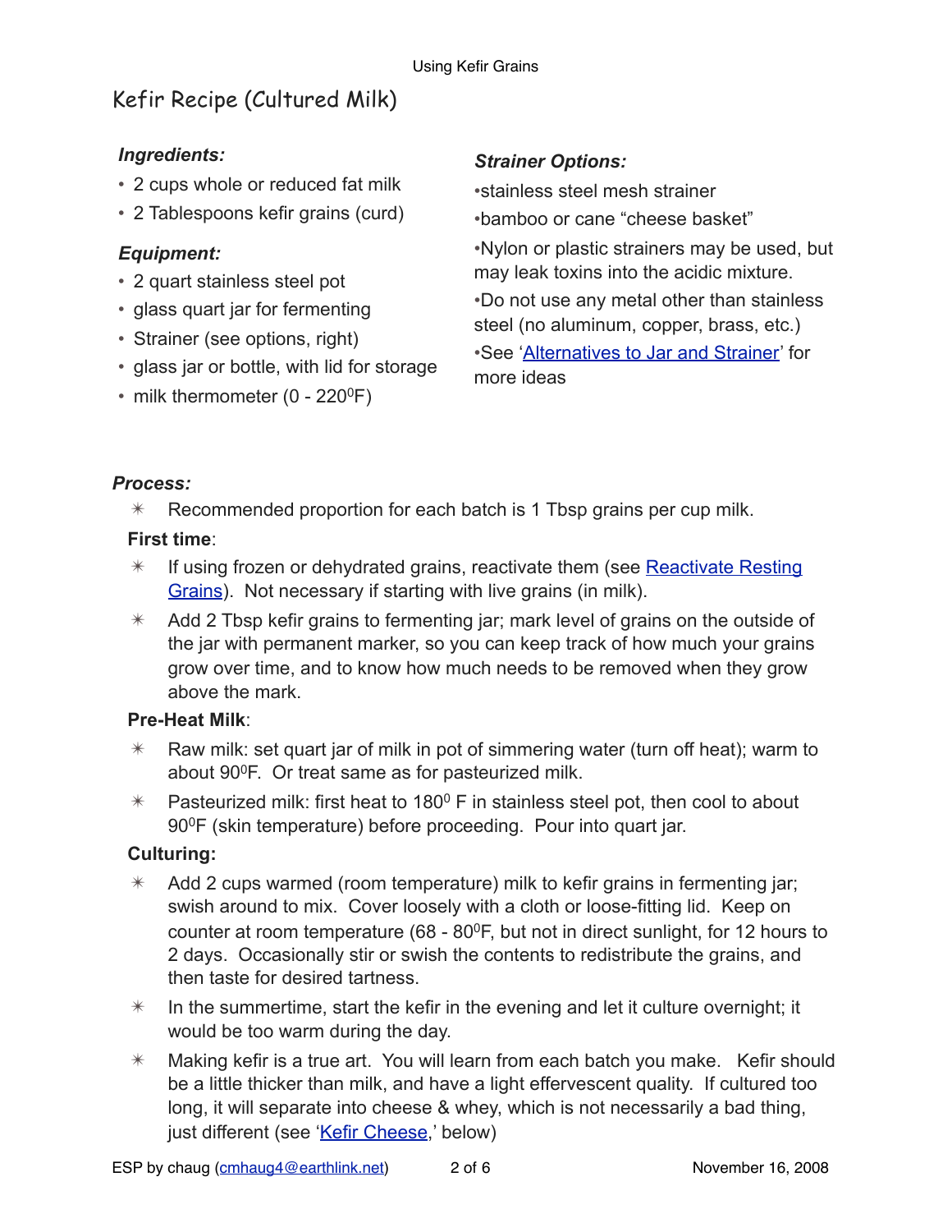# Kefir Recipe (Cultured Milk)

### *Ingredients:*

- 2 cups whole or reduced fat milk
- 2 Tablespoons kefir grains (curd)

### *Equipment:*

- 2 quart stainless steel pot
- glass quart jar for fermenting
- Strainer (see options, right)
- glass jar or bottle, with lid for storage
- milk thermometer (0 - 220$^0$F)

### *Strainer Options:*

•stainless steel mesh strainer

•bamboo or cane "cheese basket"

•Nylon or plastic strainers may be used, but may leak toxins into the acidic mixture.

•Do not use any metal other than stainless steel (no aluminum, copper, brass, etc.)

•See '[Alternatives to Jar and Strainer]' for more ideas

### *Process:*

- ✳ Recommended proportion for each batch is 1 Tbsp grains per cup milk.

**First time**:

- ✳ If using frozen or dehydrated grains, reactivate them (see [Reactivate Resting Grains]). Not necessary if starting with live grains (in milk).
- ✳ Add 2 Tbsp kefir grains to fermenting jar; mark level of grains on the outside of the jar with permanent marker, so you can keep track of how much your grains grow over time, and to know how much needs to be removed when they grow above the mark.

**Pre-Heat Milk**:

- ✳ Raw milk: set quart jar of milk in pot of simmering water (turn off heat); warm to about 90$^0$F. Or treat same as for pasteurized milk.
- ✳ Pasteurized milk: first heat to 180$^0$ F in stainless steel pot, then cool to about 90$^0$F (skin temperature) before proceeding. Pour into quart jar.

**Culturing:**

- ✳ Add 2 cups warmed (room temperature) milk to kefir grains in fermenting jar; swish around to mix. Cover loosely with a cloth or loose-fitting lid. Keep on counter at room temperature (68 - 80$^0$F, but not in direct sunlight, for 12 hours to 2 days. Occasionally stir or swish the contents to redistribute the grains, and then taste for desired tartness.
- ✳ In the summertime, start the kefir in the evening and let it culture overnight; it would be too warm during the day.
- ✳ Making kefir is a true art. You will learn from each batch you make. Kefir should be a little thicker than milk, and have a light effervescent quality. If cultured too long, it will separate into cheese & whey, which is not necessarily a bad thing, just different (see '[Kefir Cheese],' below)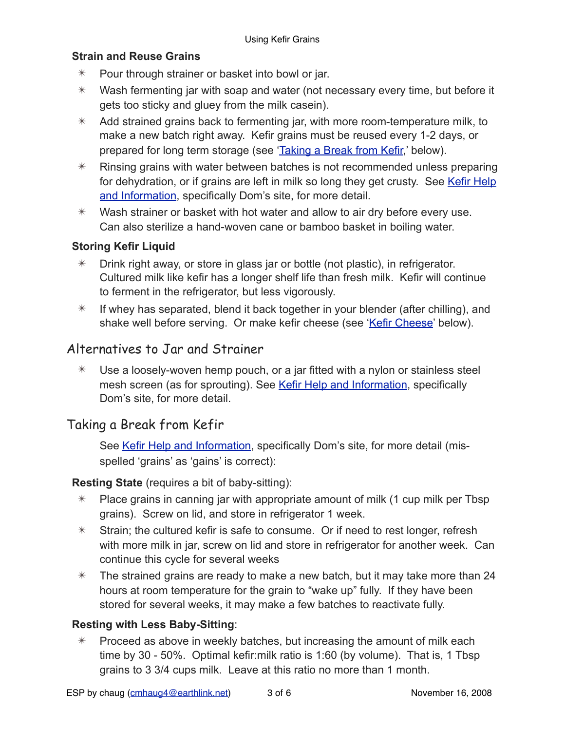### Strain and Reuse Grains

- Pour through strainer or basket into bowl or jar.
- Wash fermenting jar with soap and water (not necessary every time, but before it gets too sticky and gluey from the milk casein).
- Add strained grains back to fermenting jar, with more room-temperature milk, to make a new batch right away. Kefir grains must be reused every 1-2 days, or prepared for long term storage (see 'Taking a Break from Kefir,' below).
- Rinsing grains with water between batches is not recommended unless preparing for dehydration, or if grains are left in milk so long they get crusty. See Kefir Help and Information, specifically Dom's site, for more detail.
- Wash strainer or basket with hot water and allow to air dry before every use. Can also sterilize a hand-woven cane or bamboo basket in boiling water.

### Storing Kefir Liquid

- Drink right away, or store in glass jar or bottle (not plastic), in refrigerator. Cultured milk like kefir has a longer shelf life than fresh milk. Kefir will continue to ferment in the refrigerator, but less vigorously.
- If whey has separated, blend it back together in your blender (after chilling), and shake well before serving. Or make kefir cheese (see 'Kefir Cheese' below).

## Alternatives to Jar and Strainer

- Use a loosely-woven hemp pouch, or a jar fitted with a nylon or stainless steel mesh screen (as for sprouting). See Kefir Help and Information, specifically Dom's site, for more detail.

## Taking a Break from Kefir

See Kefir Help and Information, specifically Dom's site, for more detail (mis-spelled 'grains' as 'gains' is correct):

**Resting State** (requires a bit of baby-sitting):

- Place grains in canning jar with appropriate amount of milk (1 cup milk per Tbsp grains). Screw on lid, and store in refrigerator 1 week.
- Strain; the cultured kefir is safe to consume. Or if need to rest longer, refresh with more milk in jar, screw on lid and store in refrigerator for another week. Can continue this cycle for several weeks
- The strained grains are ready to make a new batch, but it may take more than 24 hours at room temperature for the grain to "wake up" fully. If they have been stored for several weeks, it may make a few batches to reactivate fully.

**Resting with Less Baby-Sitting**:

- Proceed as above in weekly batches, but increasing the amount of milk each time by 30 - 50%. Optimal kefir:milk ratio is 1:60 (by volume). That is, 1 Tbsp grains to 3 3/4 cups milk. Leave at this ratio no more than 1 month.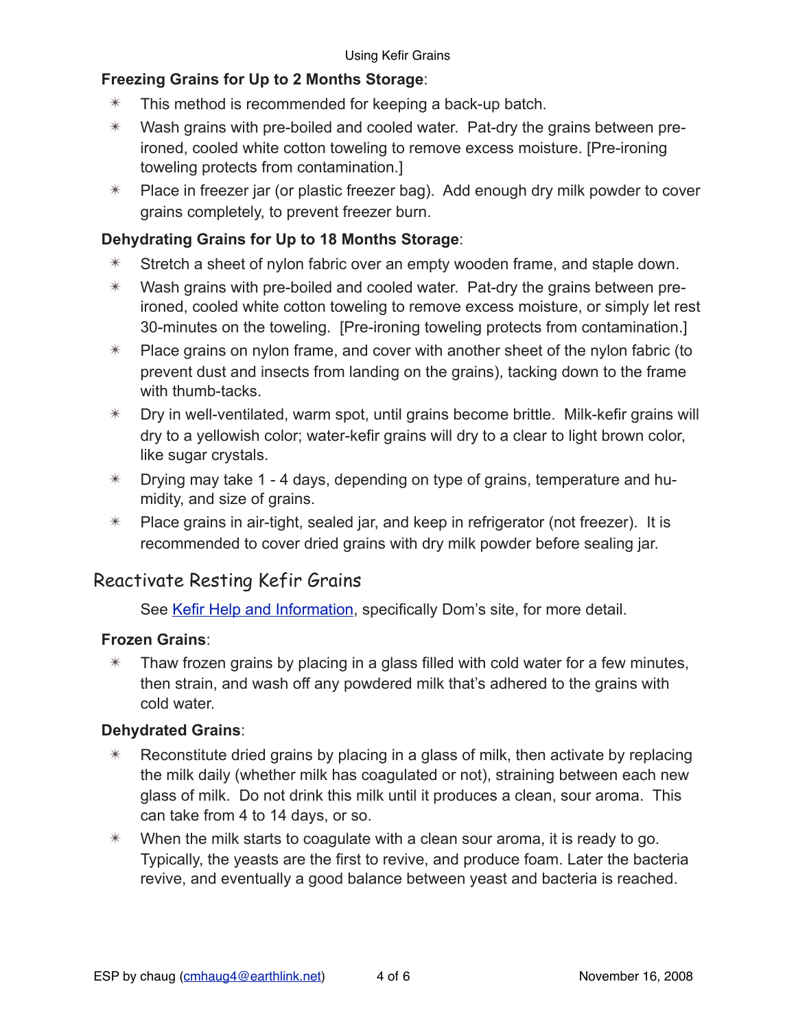**Freezing Grains for Up to 2 Months Storage**:

- This method is recommended for keeping a back-up batch.
- Wash grains with pre-boiled and cooled water. Pat-dry the grains between pre-ironed, cooled white cotton toweling to remove excess moisture. [Pre-ironing toweling protects from contamination.]
- Place in freezer jar (or plastic freezer bag). Add enough dry milk powder to cover grains completely, to prevent freezer burn.

**Dehydrating Grains for Up to 18 Months Storage**:

- Stretch a sheet of nylon fabric over an empty wooden frame, and staple down.
- Wash grains with pre-boiled and cooled water. Pat-dry the grains between pre-ironed, cooled white cotton toweling to remove excess moisture, or simply let rest 30-minutes on the toweling. [Pre-ironing toweling protects from contamination.]
- Place grains on nylon frame, and cover with another sheet of the nylon fabric (to prevent dust and insects from landing on the grains), tacking down to the frame with thumb-tacks.
- Dry in well-ventilated, warm spot, until grains become brittle. Milk-kefir grains will dry to a yellowish color; water-kefir grains will dry to a clear to light brown color, like sugar crystals.
- Drying may take 1 - 4 days, depending on type of grains, temperature and humidity, and size of grains.
- Place grains in air-tight, sealed jar, and keep in refrigerator (not freezer). It is recommended to cover dried grains with dry milk powder before sealing jar.

## Reactivate Resting Kefir Grains

See Kefir Help and Information, specifically Dom's site, for more detail.

**Frozen Grains**:

- Thaw frozen grains by placing in a glass filled with cold water for a few minutes, then strain, and wash off any powdered milk that's adhered to the grains with cold water.

**Dehydrated Grains**:

- Reconstitute dried grains by placing in a glass of milk, then activate by replacing the milk daily (whether milk has coagulated or not), straining between each new glass of milk. Do not drink this milk until it produces a clean, sour aroma. This can take from 4 to 14 days, or so.
- When the milk starts to coagulate with a clean sour aroma, it is ready to go. Typically, the yeasts are the first to revive, and produce foam. Later the bacteria revive, and eventually a good balance between yeast and bacteria is reached.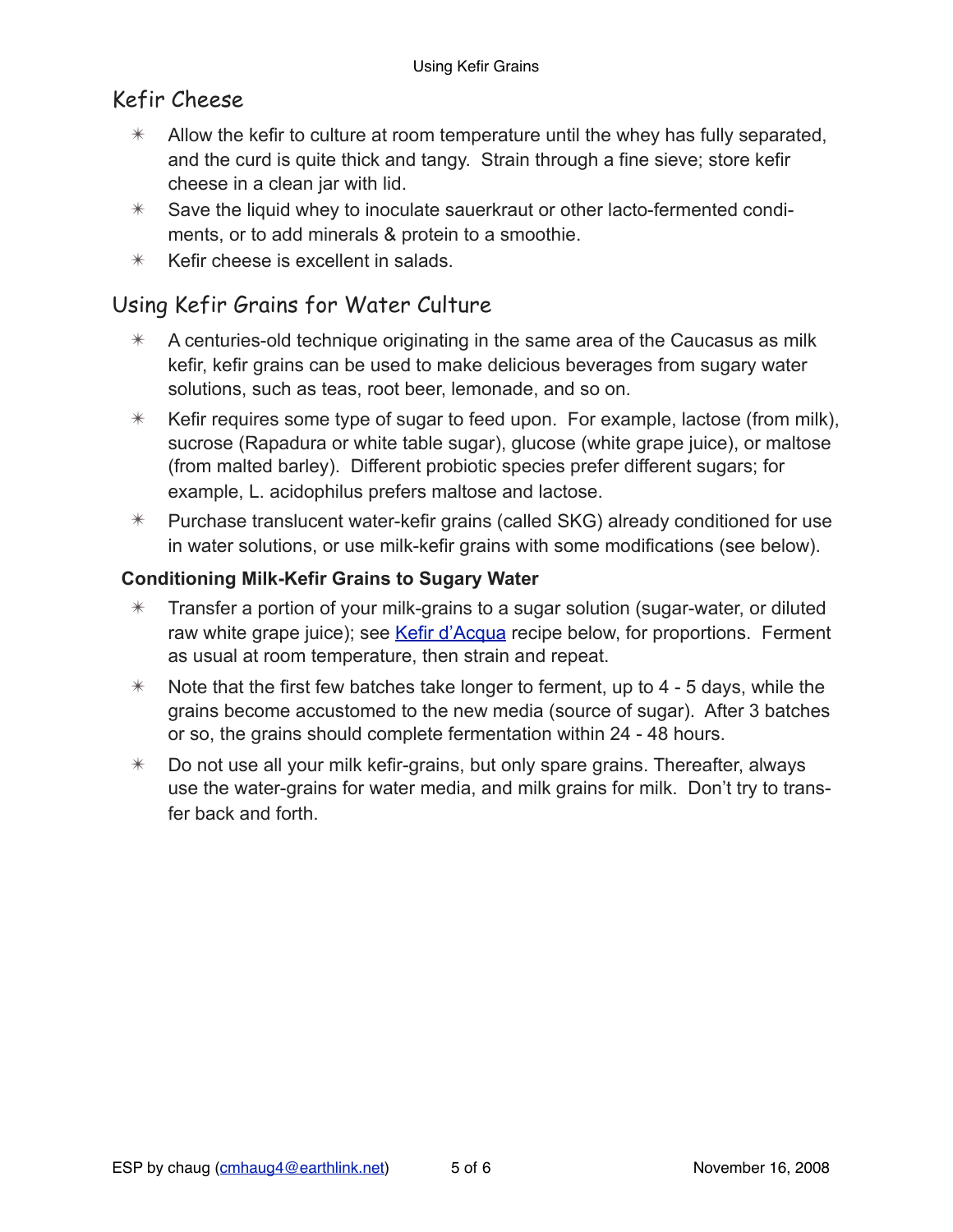## Kefir Cheese

- Allow the kefir to culture at room temperature until the whey has fully separated, and the curd is quite thick and tangy. Strain through a fine sieve; store kefir cheese in a clean jar with lid.
- Save the liquid whey to inoculate sauerkraut or other lacto-fermented condiments, or to add minerals & protein to a smoothie.
- Kefir cheese is excellent in salads.

## Using Kefir Grains for Water Culture

- A centuries-old technique originating in the same area of the Caucasus as milk kefir, kefir grains can be used to make delicious beverages from sugary water solutions, such as teas, root beer, lemonade, and so on.
- Kefir requires some type of sugar to feed upon. For example, lactose (from milk), sucrose (Rapadura or white table sugar), glucose (white grape juice), or maltose (from malted barley). Different probiotic species prefer different sugars; for example, L. acidophilus prefers maltose and lactose.
- Purchase translucent water-kefir grains (called SKG) already conditioned for use in water solutions, or use milk-kefir grains with some modifications (see below).

### Conditioning Milk-Kefir Grains to Sugary Water

- Transfer a portion of your milk-grains to a sugar solution (sugar-water, or diluted raw white grape juice); see Kefir d'Acqua recipe below, for proportions. Ferment as usual at room temperature, then strain and repeat.
- Note that the first few batches take longer to ferment, up to 4 - 5 days, while the grains become accustomed to the new media (source of sugar). After 3 batches or so, the grains should complete fermentation within 24 - 48 hours.
- Do not use all your milk kefir-grains, but only spare grains. Thereafter, always use the water-grains for water media, and milk grains for milk. Don't try to transfer back and forth.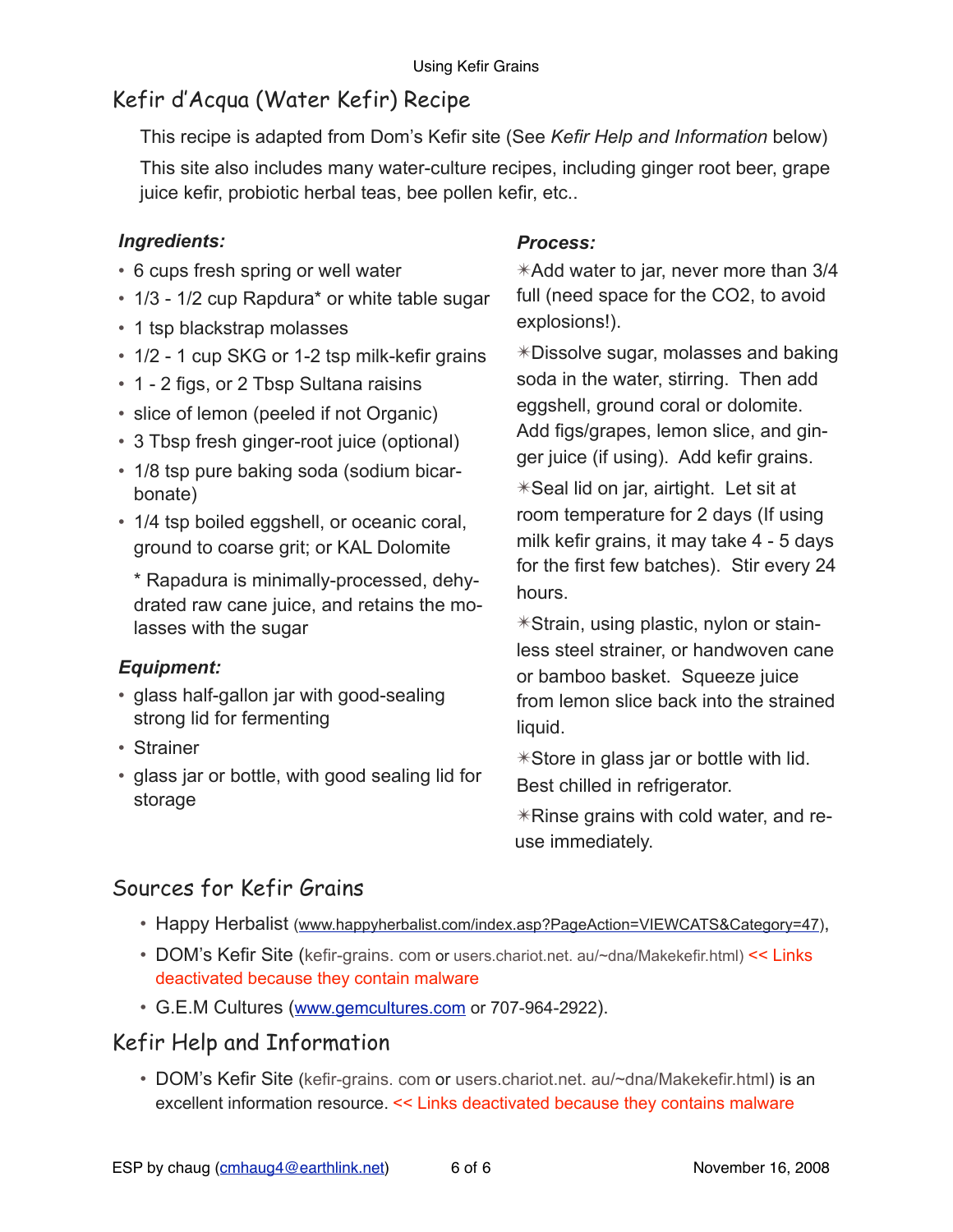## Kefir d'Acqua (Water Kefir) Recipe

This recipe is adapted from Dom's Kefir site (See *Kefir Help and Information* below)

This site also includes many water-culture recipes, including ginger root beer, grape juice kefir, probiotic herbal teas, bee pollen kefir, etc..

### *Ingredients:*

- 6 cups fresh spring or well water
- 1/3 - 1/2 cup Rapdura* or white table sugar
- 1 tsp blackstrap molasses
- 1/2 - 1 cup SKG or 1-2 tsp milk-kefir grains
- 1 - 2 figs, or 2 Tbsp Sultana raisins
- slice of lemon (peeled if not Organic)
- 3 Tbsp fresh ginger-root juice (optional)
- 1/8 tsp pure baking soda (sodium bicarbonate)
- 1/4 tsp boiled eggshell, or oceanic coral, ground to coarse grit; or KAL Dolomite

\* Rapadura is minimally-processed, dehydrated raw cane juice, and retains the molasses with the sugar

### *Equipment:*

- glass half-gallon jar with good-sealing strong lid for fermenting
- Strainer
- glass jar or bottle, with good sealing lid for storage

### *Process:*

✴Add water to jar, never more than 3/4 full (need space for the $CO_2$, to avoid explosions!).

✴Dissolve sugar, molasses and baking soda in the water, stirring. Then add eggshell, ground coral or dolomite. Add figs/grapes, lemon slice, and ginger juice (if using). Add kefir grains.

✴Seal lid on jar, airtight. Let sit at room temperature for 2 days (If using milk kefir grains, it may take 4 - 5 days for the first few batches). Stir every 24 hours.

✴Strain, using plastic, nylon or stainless steel strainer, or handwoven cane or bamboo basket. Squeeze juice from lemon slice back into the strained liquid.

✴Store in glass jar or bottle with lid. Best chilled in refrigerator.

✴Rinse grains with cold water, and reuse immediately.

## Sources for Kefir Grains

- Happy Herbalist (www.happyherbalist.com/index.asp?PageAction=VIEWCATS&Category=47),
- DOM's Kefir Site (kefir-grains. com or users.chariot.net. au/~dna/Makekefir.html) << Links deactivated because they contain malware
- G.E.M Cultures (www.gemcultures.com or 707-964-2922).

## Kefir Help and Information

- DOM's Kefir Site (kefir-grains. com or users.chariot.net. au/~dna/Makekefir.html) is an excellent information resource. << Links deactivated because they contains malware